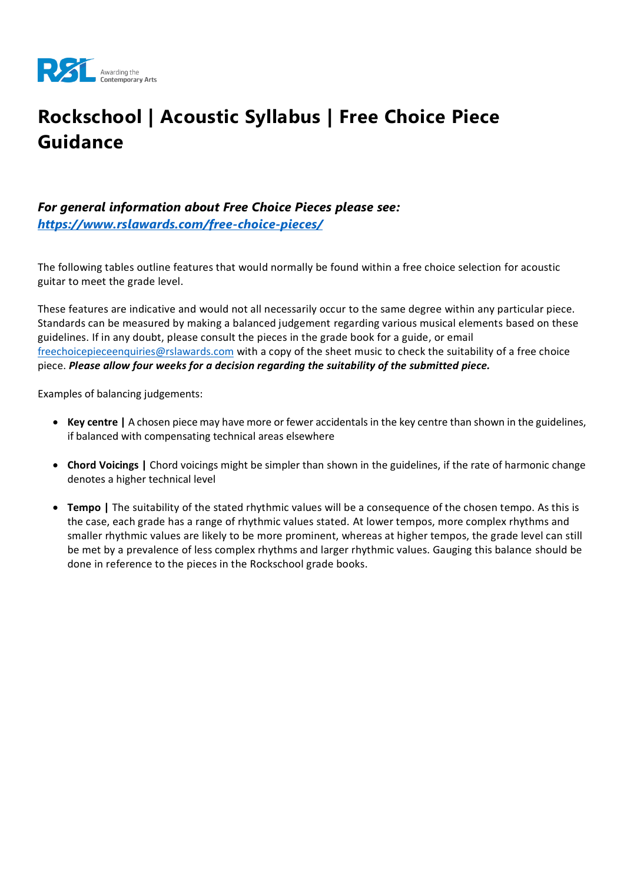# Rockschool | Acoustic Syllabus | Free Choice Piece Guidance

***For general information about Free Choice Pieces please see:***
***https://www.rslawards.com/free-choice-pieces/***

The following tables outline features that would normally be found within a free choice selection for acoustic guitar to meet the grade level.

These features are indicative and would not all necessarily occur to the same degree within any particular piece. Standards can be measured by making a balanced judgement regarding various musical elements based on these guidelines. If in any doubt, please consult the pieces in the grade book for a guide, or email freechoicepieceenquiries@rslawards.com with a copy of the sheet music to check the suitability of a free choice piece. ***Please allow four weeks for a decision regarding the suitability of the submitted piece.***

Examples of balancing judgements:

- **Key centre |** A chosen piece may have more or fewer accidentals in the key centre than shown in the guidelines, if balanced with compensating technical areas elsewhere
- **Chord Voicings |** Chord voicings might be simpler than shown in the guidelines, if the rate of harmonic change denotes a higher technical level
- **Tempo |** The suitability of the stated rhythmic values will be a consequence of the chosen tempo. As this is the case, each grade has a range of rhythmic values stated. At lower tempos, more complex rhythms and smaller rhythmic values are likely to be more prominent, whereas at higher tempos, the grade level can still be met by a prevalence of less complex rhythms and larger rhythmic values. Gauging this balance should be done in reference to the pieces in the Rockschool grade books.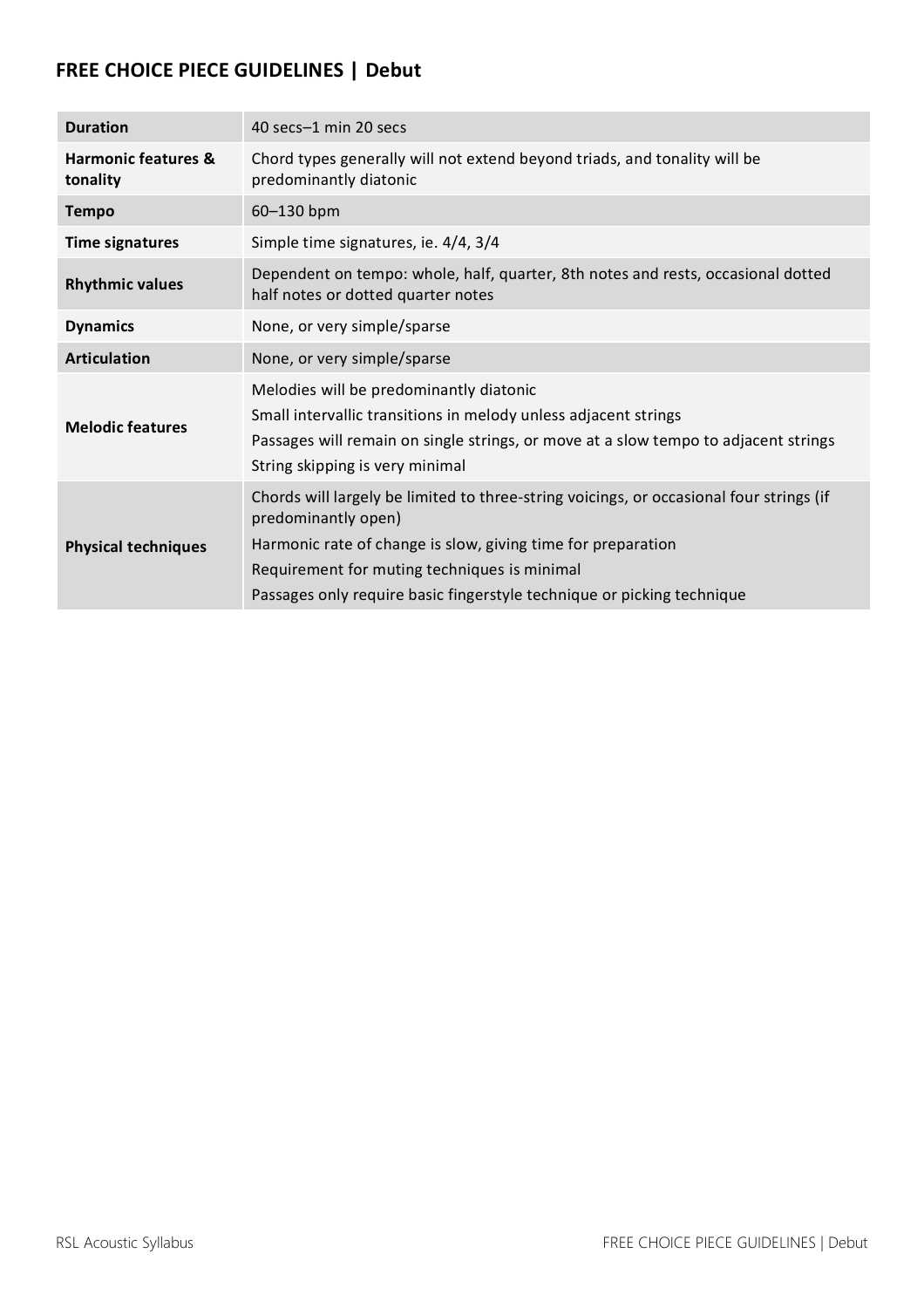## FREE CHOICE PIECE GUIDELINES | Debut

| | |
|---|---|
| **Duration** | 40 secs–1 min 20 secs |
| **Harmonic features & tonality** | Chord types generally will not extend beyond triads, and tonality will be predominantly diatonic |
| **Tempo** | 60–130 bpm |
| **Time signatures** | Simple time signatures, ie. 4/4, 3/4 |
| **Rhythmic values** | Dependent on tempo: whole, half, quarter, 8th notes and rests, occasional dotted half notes or dotted quarter notes |
| **Dynamics** | None, or very simple/sparse |
| **Articulation** | None, or very simple/sparse |
| **Melodic features** | Melodies will be predominantly diatonic<br>Small intervallic transitions in melody unless adjacent strings<br>Passages will remain on single strings, or move at a slow tempo to adjacent strings<br>String skipping is very minimal |
| **Physical techniques** | Chords will largely be limited to three-string voicings, or occasional four strings (if predominantly open)<br>Harmonic rate of change is slow, giving time for preparation<br>Requirement for muting techniques is minimal<br>Passages only require basic fingerstyle technique or picking technique |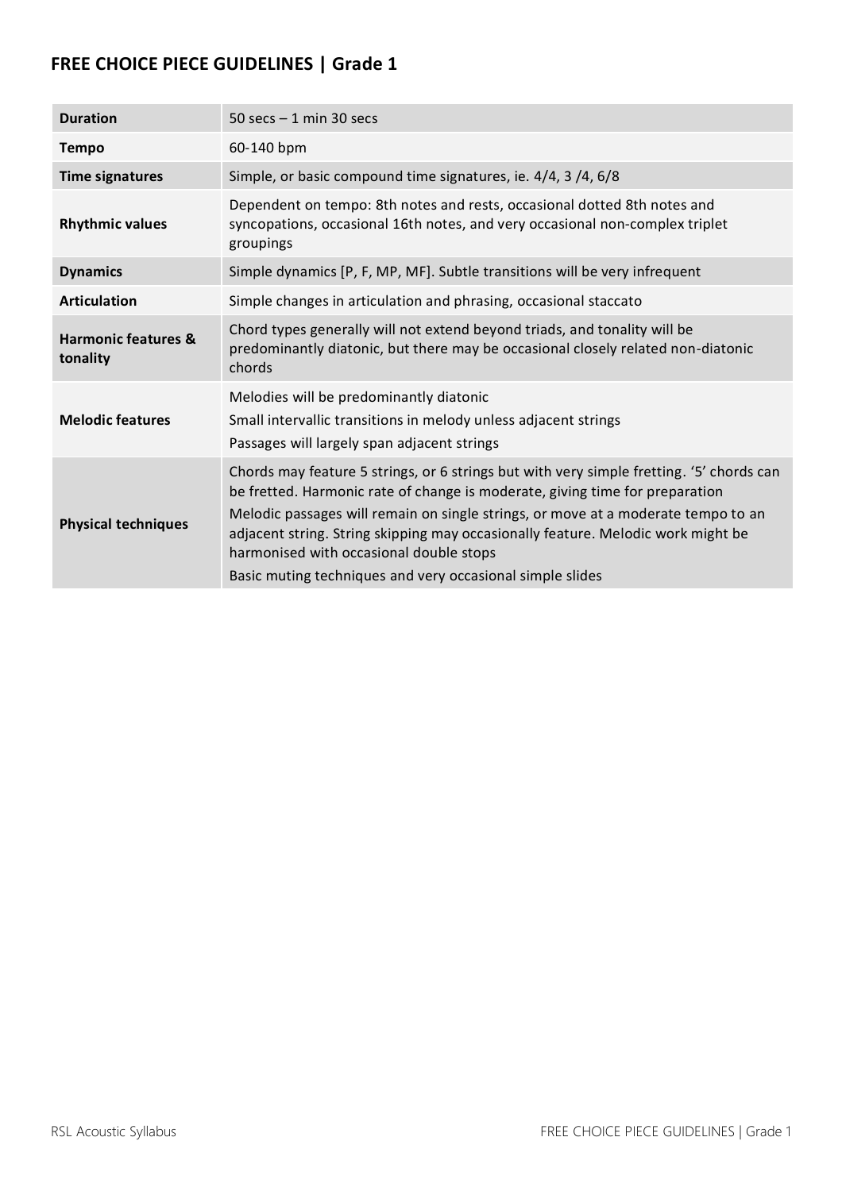## FREE CHOICE PIECE GUIDELINES | Grade 1

| | |
|---|---|
| **Duration** | 50 secs – 1 min 30 secs |
| **Tempo** | 60-140 bpm |
| **Time signatures** | Simple, or basic compound time signatures, ie. 4/4, 3 /4, 6/8 |
| **Rhythmic values** | Dependent on tempo: 8th notes and rests, occasional dotted 8th notes and syncopations, occasional 16th notes, and very occasional non-complex triplet groupings |
| **Dynamics** | Simple dynamics [P, F, MP, MF]. Subtle transitions will be very infrequent |
| **Articulation** | Simple changes in articulation and phrasing, occasional staccato |
| **Harmonic features & tonality** | Chord types generally will not extend beyond triads, and tonality will be predominantly diatonic, but there may be occasional closely related non-diatonic chords |
| **Melodic features** | Melodies will be predominantly diatonic<br>Small intervallic transitions in melody unless adjacent strings<br>Passages will largely span adjacent strings |
| **Physical techniques** | Chords may feature 5 strings, or 6 strings but with very simple fretting. '5' chords can be fretted. Harmonic rate of change is moderate, giving time for preparation<br>Melodic passages will remain on single strings, or move at a moderate tempo to an adjacent string. String skipping may occasionally feature. Melodic work might be harmonised with occasional double stops<br>Basic muting techniques and very occasional simple slides |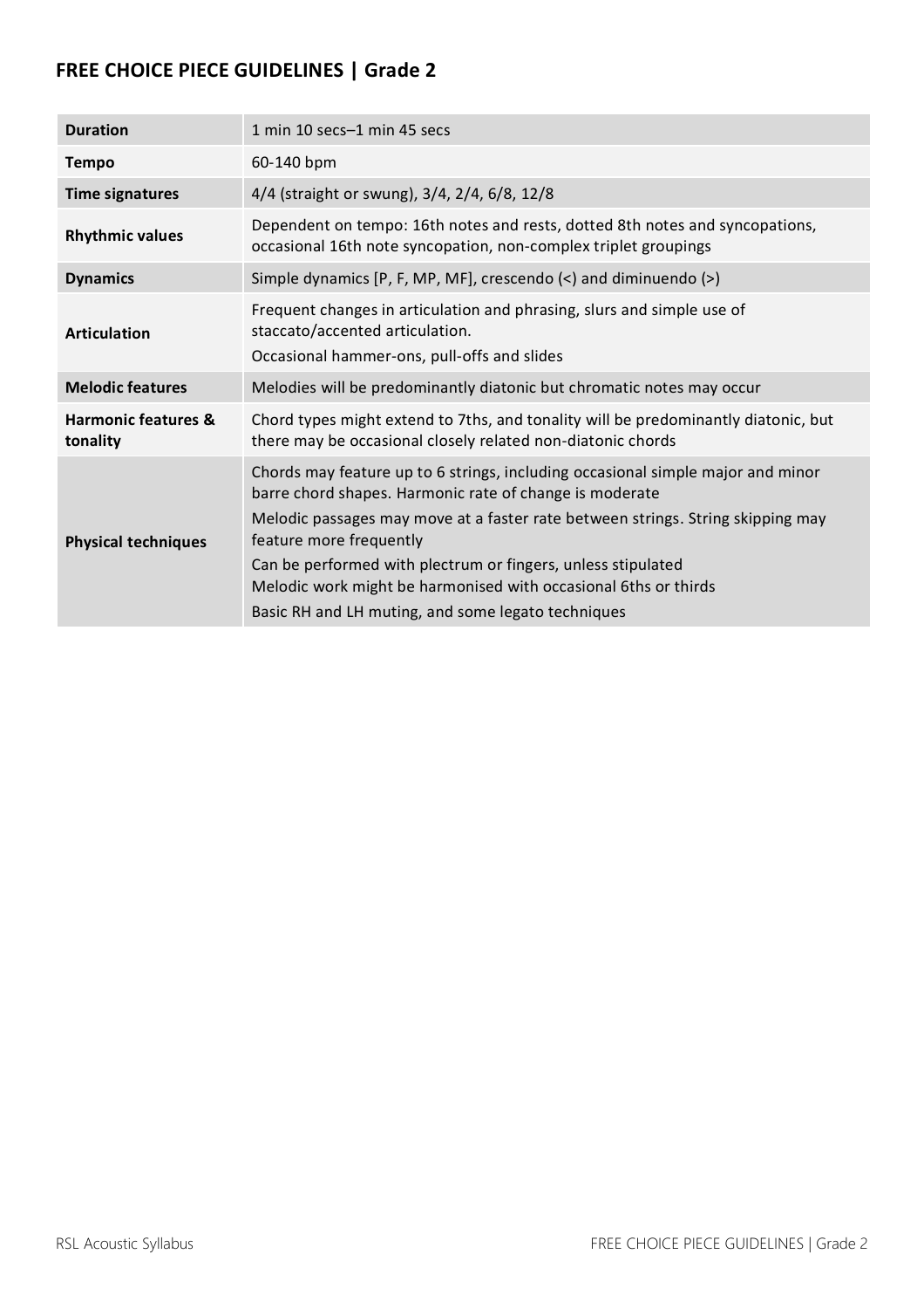## FREE CHOICE PIECE GUIDELINES | Grade 2

| | |
|---|---|
| **Duration** | 1 min 10 secs–1 min 45 secs |
| **Tempo** | 60-140 bpm |
| **Time signatures** | 4/4 (straight or swung), 3/4, 2/4, 6/8, 12/8 |
| **Rhythmic values** | Dependent on tempo: 16th notes and rests, dotted 8th notes and syncopations, occasional 16th note syncopation, non-complex triplet groupings |
| **Dynamics** | Simple dynamics [P, F, MP, MF], crescendo (<) and diminuendo (>) |
| **Articulation** | Frequent changes in articulation and phrasing, slurs and simple use of staccato/accented articulation.<br>Occasional hammer-ons, pull-offs and slides |
| **Melodic features** | Melodies will be predominantly diatonic but chromatic notes may occur |
| **Harmonic features & tonality** | Chord types might extend to 7ths, and tonality will be predominantly diatonic, but there may be occasional closely related non-diatonic chords |
| **Physical techniques** | Chords may feature up to 6 strings, including occasional simple major and minor barre chord shapes. Harmonic rate of change is moderate<br>Melodic passages may move at a faster rate between strings. String skipping may feature more frequently<br>Can be performed with plectrum or fingers, unless stipulated<br>Melodic work might be harmonised with occasional 6ths or thirds<br>Basic RH and LH muting, and some legato techniques |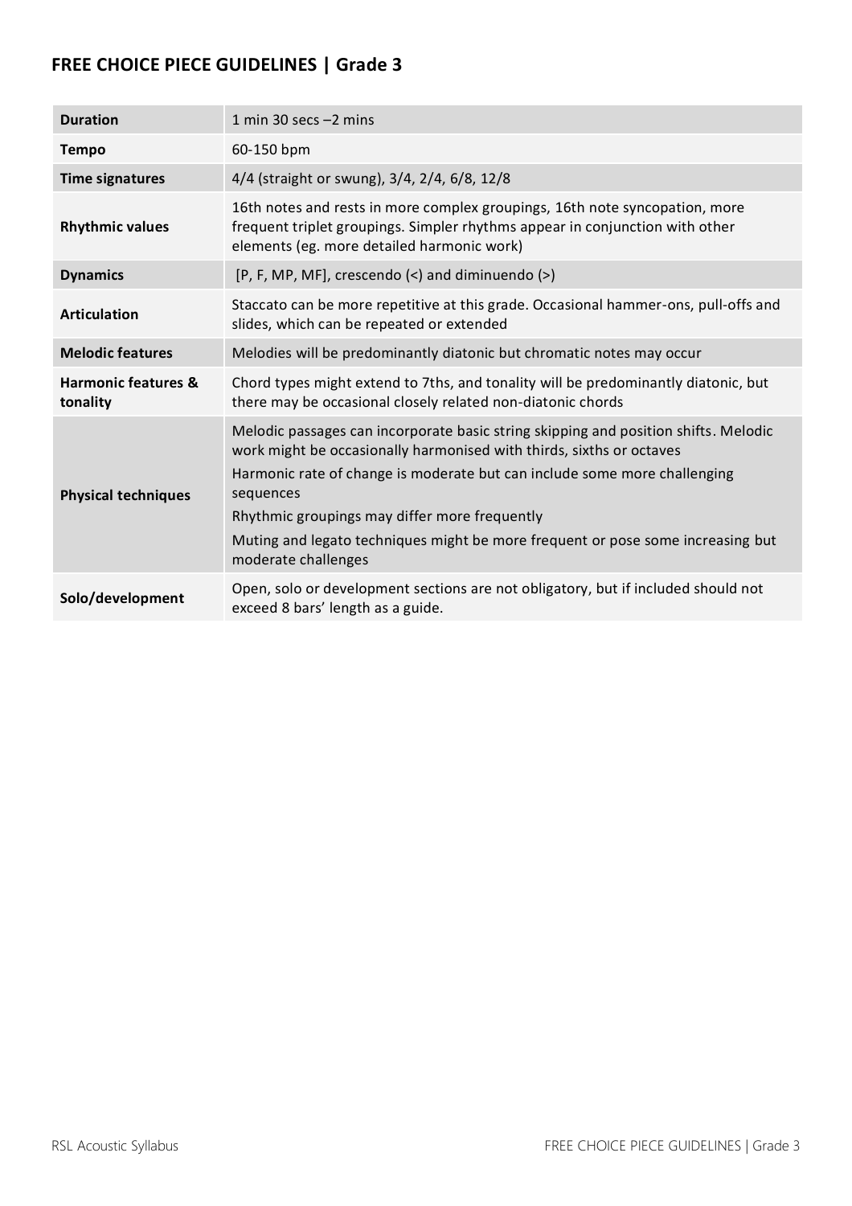## FREE CHOICE PIECE GUIDELINES | Grade 3

| | |
|---|---|
| **Duration** | 1 min 30 secs –2 mins |
| **Tempo** | 60-150 bpm |
| **Time signatures** | 4/4 (straight or swung), 3/4, 2/4, 6/8, 12/8 |
| **Rhythmic values** | 16th notes and rests in more complex groupings, 16th note syncopation, more frequent triplet groupings. Simpler rhythms appear in conjunction with other elements (eg. more detailed harmonic work) |
| **Dynamics** | [P, F, MP, MF], crescendo (<) and diminuendo (>) |
| **Articulation** | Staccato can be more repetitive at this grade. Occasional hammer-ons, pull-offs and slides, which can be repeated or extended |
| **Melodic features** | Melodies will be predominantly diatonic but chromatic notes may occur |
| **Harmonic features & tonality** | Chord types might extend to 7ths, and tonality will be predominantly diatonic, but there may be occasional closely related non-diatonic chords |
| **Physical techniques** | Melodic passages can incorporate basic string skipping and position shifts. Melodic work might be occasionally harmonised with thirds, sixths or octaves<br>Harmonic rate of change is moderate but can include some more challenging sequences<br>Rhythmic groupings may differ more frequently<br>Muting and legato techniques might be more frequent or pose some increasing but moderate challenges |
| **Solo/development** | Open, solo or development sections are not obligatory, but if included should not exceed 8 bars' length as a guide. |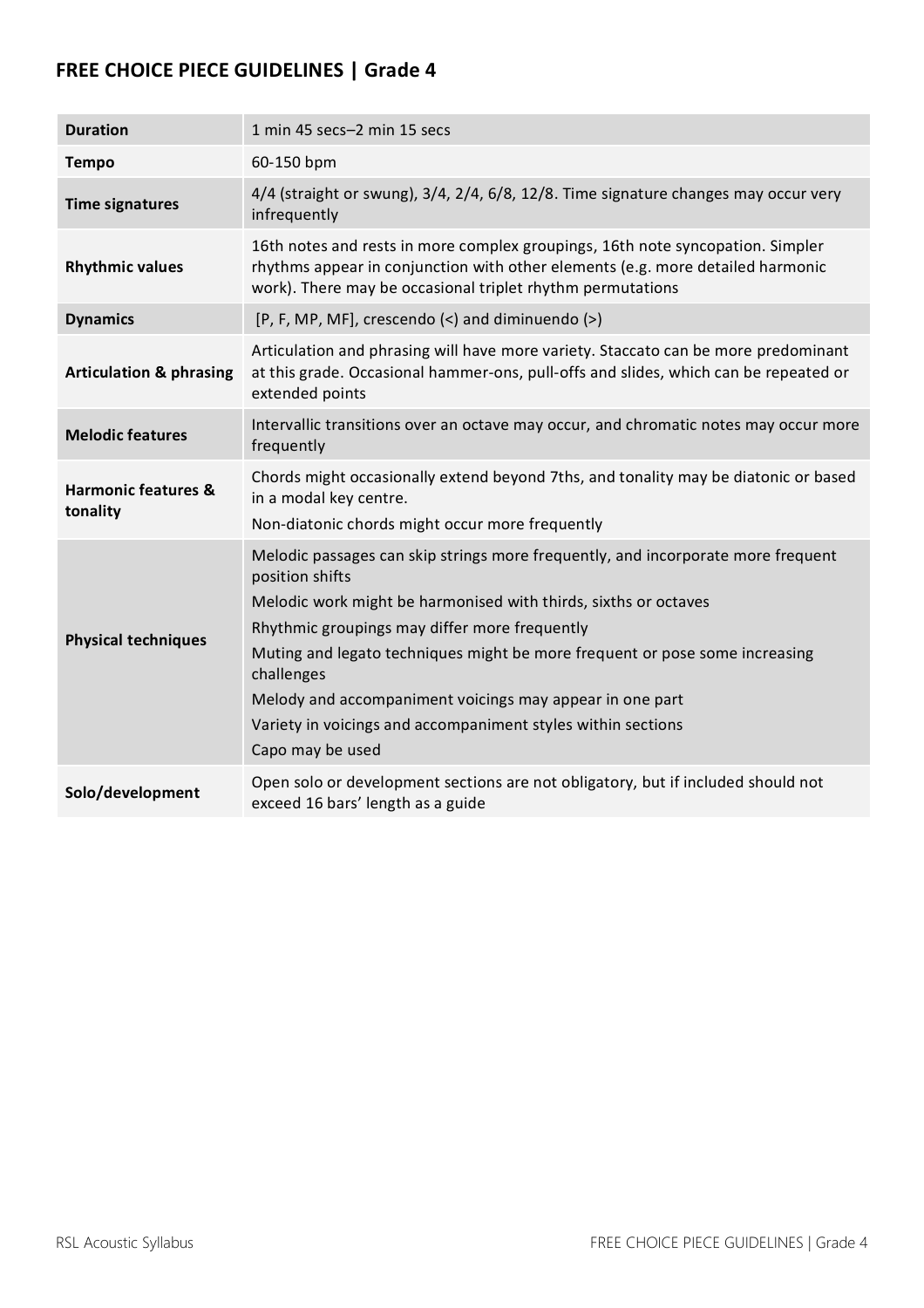## FREE CHOICE PIECE GUIDELINES | Grade 4

| | |
|---|---|
| **Duration** | 1 min 45 secs–2 min 15 secs |
| **Tempo** | 60-150 bpm |
| **Time signatures** | 4/4 (straight or swung), 3/4, 2/4, 6/8, 12/8. Time signature changes may occur very infrequently |
| **Rhythmic values** | 16th notes and rests in more complex groupings, 16th note syncopation. Simpler rhythms appear in conjunction with other elements (e.g. more detailed harmonic work). There may be occasional triplet rhythm permutations |
| **Dynamics** | [P, F, MP, MF], crescendo (<) and diminuendo (>) |
| **Articulation & phrasing** | Articulation and phrasing will have more variety. Staccato can be more predominant at this grade. Occasional hammer-ons, pull-offs and slides, which can be repeated or extended points |
| **Melodic features** | Intervallic transitions over an octave may occur, and chromatic notes may occur more frequently |
| **Harmonic features & tonality** | Chords might occasionally extend beyond 7ths, and tonality may be diatonic or based in a modal key centre.<br>Non-diatonic chords might occur more frequently |
| **Physical techniques** | Melodic passages can skip strings more frequently, and incorporate more frequent position shifts<br>Melodic work might be harmonised with thirds, sixths or octaves<br>Rhythmic groupings may differ more frequently<br>Muting and legato techniques might be more frequent or pose some increasing challenges<br>Melody and accompaniment voicings may appear in one part<br>Variety in voicings and accompaniment styles within sections<br>Capo may be used |
| **Solo/development** | Open solo or development sections are not obligatory, but if included should not exceed 16 bars' length as a guide |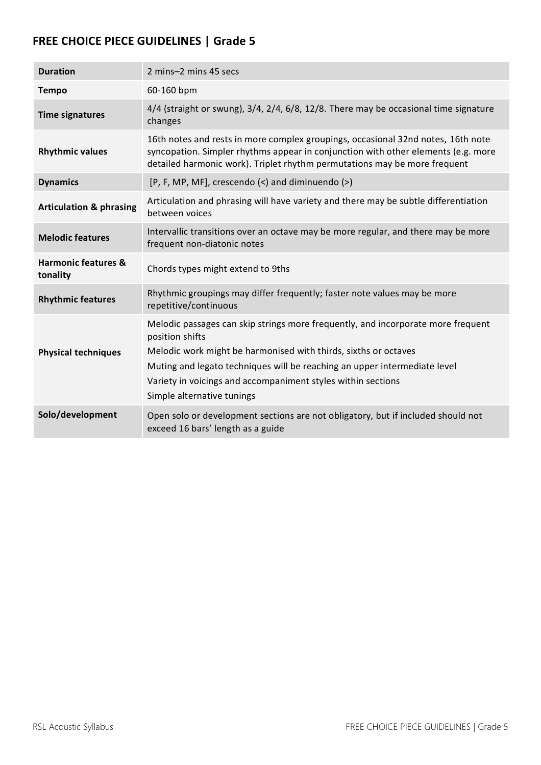## FREE CHOICE PIECE GUIDELINES | Grade 5

| | |
|---|---|
| **Duration** | 2 mins–2 mins 45 secs |
| **Tempo** | 60-160 bpm |
| **Time signatures** | 4/4 (straight or swung), 3/4, 2/4, 6/8, 12/8. There may be occasional time signature changes |
| **Rhythmic values** | 16th notes and rests in more complex groupings, occasional 32nd notes, 16th note syncopation. Simpler rhythms appear in conjunction with other elements (e.g. more detailed harmonic work). Triplet rhythm permutations may be more frequent |
| **Dynamics** | [P, F, MP, MF], crescendo (<) and diminuendo (>) |
| **Articulation & phrasing** | Articulation and phrasing will have variety and there may be subtle differentiation between voices |
| **Melodic features** | Intervallic transitions over an octave may be more regular, and there may be more frequent non-diatonic notes |
| **Harmonic features & tonality** | Chords types might extend to 9ths |
| **Rhythmic features** | Rhythmic groupings may differ frequently; faster note values may be more repetitive/continuous |
| **Physical techniques** | Melodic passages can skip strings more frequently, and incorporate more frequent position shifts<br>Melodic work might be harmonised with thirds, sixths or octaves<br>Muting and legato techniques will be reaching an upper intermediate level<br>Variety in voicings and accompaniment styles within sections<br>Simple alternative tunings |
| **Solo/development** | Open solo or development sections are not obligatory, but if included should not exceed 16 bars' length as a guide |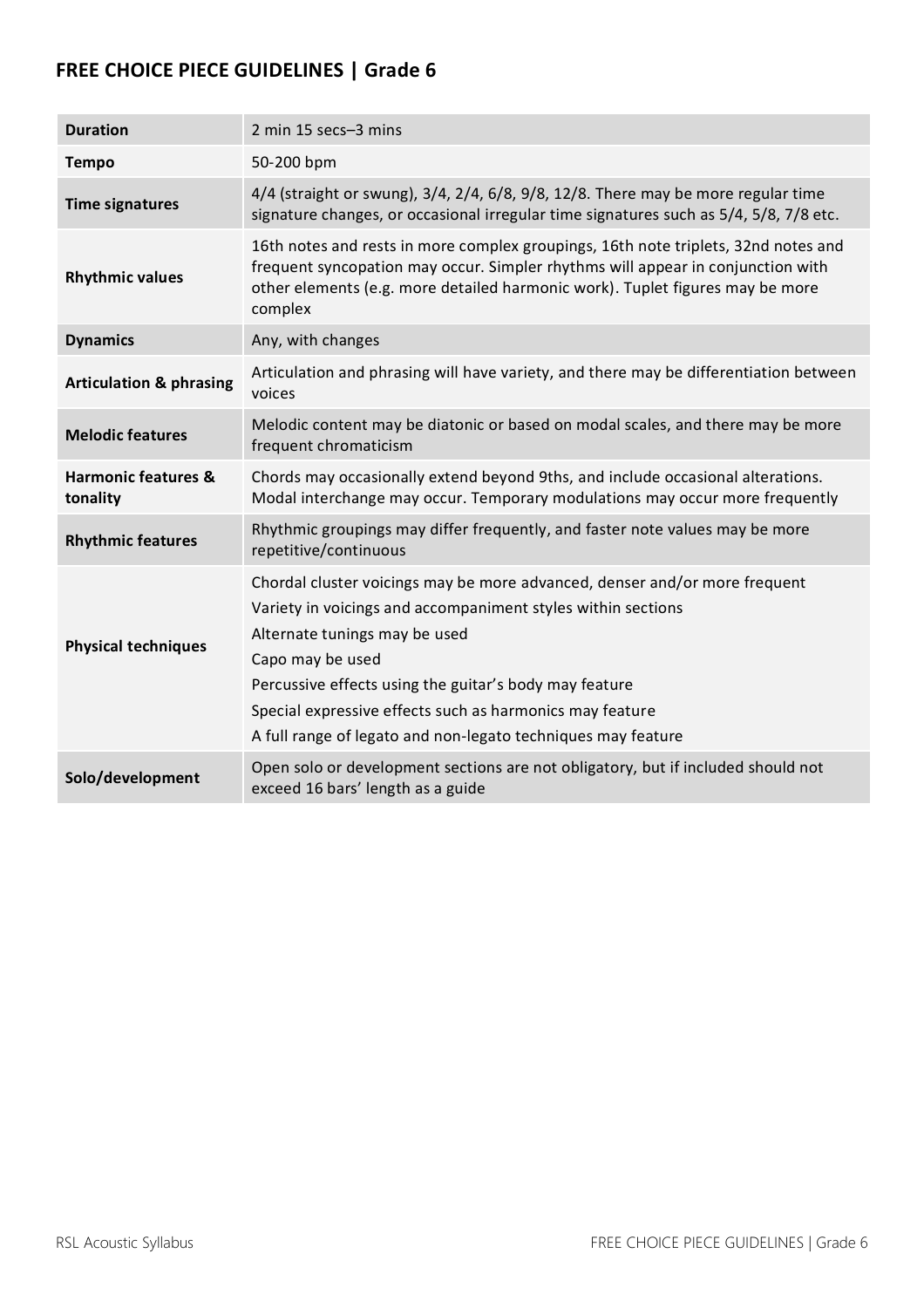## FREE CHOICE PIECE GUIDELINES | Grade 6

| | |
|---|---|
| **Duration** | 2 min 15 secs–3 mins |
| **Tempo** | 50-200 bpm |
| **Time signatures** | 4/4 (straight or swung), 3/4, 2/4, 6/8, 9/8, 12/8. There may be more regular time signature changes, or occasional irregular time signatures such as 5/4, 5/8, 7/8 etc. |
| **Rhythmic values** | 16th notes and rests in more complex groupings, 16th note triplets, 32nd notes and frequent syncopation may occur. Simpler rhythms will appear in conjunction with other elements (e.g. more detailed harmonic work). Tuplet figures may be more complex |
| **Dynamics** | Any, with changes |
| **Articulation & phrasing** | Articulation and phrasing will have variety, and there may be differentiation between voices |
| **Melodic features** | Melodic content may be diatonic or based on modal scales, and there may be more frequent chromaticism |
| **Harmonic features & tonality** | Chords may occasionally extend beyond 9ths, and include occasional alterations. Modal interchange may occur. Temporary modulations may occur more frequently |
| **Rhythmic features** | Rhythmic groupings may differ frequently, and faster note values may be more repetitive/continuous |
| **Physical techniques** | Chordal cluster voicings may be more advanced, denser and/or more frequent<br>Variety in voicings and accompaniment styles within sections<br>Alternate tunings may be used<br>Capo may be used<br>Percussive effects using the guitar's body may feature<br>Special expressive effects such as harmonics may feature<br>A full range of legato and non-legato techniques may feature |
| **Solo/development** | Open solo or development sections are not obligatory, but if included should not exceed 16 bars' length as a guide |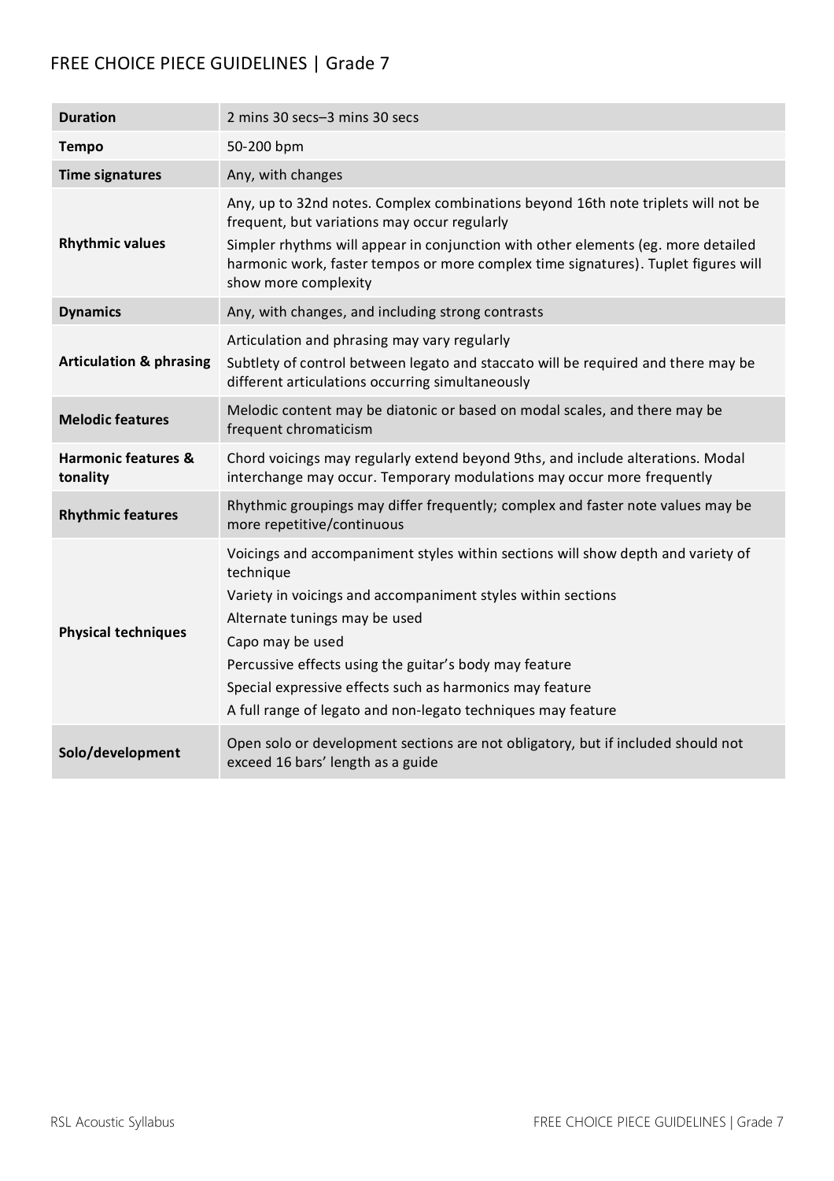# FREE CHOICE PIECE GUIDELINES | Grade 7

| | |
|---|---|
| **Duration** | 2 mins 30 secs–3 mins 30 secs |
| **Tempo** | 50-200 bpm |
| **Time signatures** | Any, with changes |
| **Rhythmic values** | Any, up to 32nd notes. Complex combinations beyond 16th note triplets will not be frequent, but variations may occur regularly<br>Simpler rhythms will appear in conjunction with other elements (eg. more detailed harmonic work, faster tempos or more complex time signatures). Tuplet figures will show more complexity |
| **Dynamics** | Any, with changes, and including strong contrasts |
| **Articulation & phrasing** | Articulation and phrasing may vary regularly<br>Subtlety of control between legato and staccato will be required and there may be different articulations occurring simultaneously |
| **Melodic features** | Melodic content may be diatonic or based on modal scales, and there may be frequent chromaticism |
| **Harmonic features & tonality** | Chord voicings may regularly extend beyond 9ths, and include alterations. Modal interchange may occur. Temporary modulations may occur more frequently |
| **Rhythmic features** | Rhythmic groupings may differ frequently; complex and faster note values may be more repetitive/continuous |
| **Physical techniques** | Voicings and accompaniment styles within sections will show depth and variety of technique<br>Variety in voicings and accompaniment styles within sections<br>Alternate tunings may be used<br>Capo may be used<br>Percussive effects using the guitar's body may feature<br>Special expressive effects such as harmonics may feature<br>A full range of legato and non-legato techniques may feature |
| **Solo/development** | Open solo or development sections are not obligatory, but if included should not exceed 16 bars' length as a guide |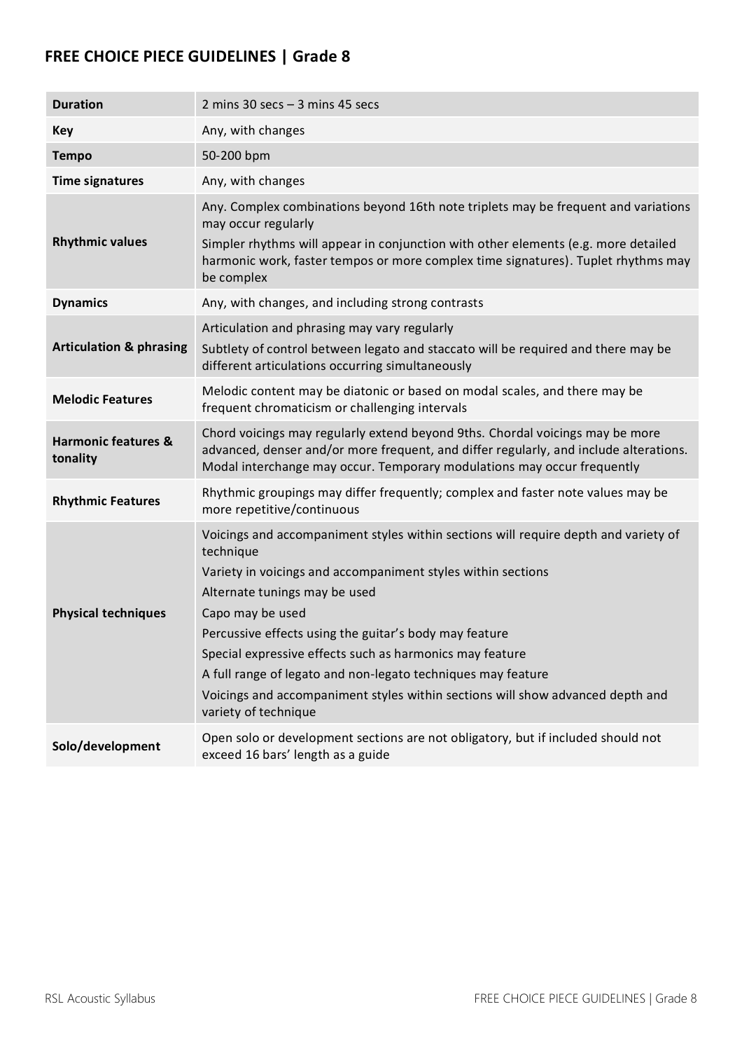## FREE CHOICE PIECE GUIDELINES | Grade 8

| | |
|---|---|
| **Duration** | 2 mins 30 secs – 3 mins 45 secs |
| **Key** | Any, with changes |
| **Tempo** | 50-200 bpm |
| **Time signatures** | Any, with changes |
| **Rhythmic values** | Any. Complex combinations beyond 16th note triplets may be frequent and variations may occur regularly<br>Simpler rhythms will appear in conjunction with other elements (e.g. more detailed harmonic work, faster tempos or more complex time signatures). Tuplet rhythms may be complex |
| **Dynamics** | Any, with changes, and including strong contrasts |
| **Articulation & phrasing** | Articulation and phrasing may vary regularly<br>Subtlety of control between legato and staccato will be required and there may be different articulations occurring simultaneously |
| **Melodic Features** | Melodic content may be diatonic or based on modal scales, and there may be frequent chromaticism or challenging intervals |
| **Harmonic features & tonality** | Chord voicings may regularly extend beyond 9ths. Chordal voicings may be more advanced, denser and/or more frequent, and differ regularly, and include alterations. Modal interchange may occur. Temporary modulations may occur frequently |
| **Rhythmic Features** | Rhythmic groupings may differ frequently; complex and faster note values may be more repetitive/continuous |
| **Physical techniques** | Voicings and accompaniment styles within sections will require depth and variety of technique<br>Variety in voicings and accompaniment styles within sections<br>Alternate tunings may be used<br>Capo may be used<br>Percussive effects using the guitar's body may feature<br>Special expressive effects such as harmonics may feature<br>A full range of legato and non-legato techniques may feature<br>Voicings and accompaniment styles within sections will show advanced depth and variety of technique |
| **Solo/development** | Open solo or development sections are not obligatory, but if included should not exceed 16 bars' length as a guide |